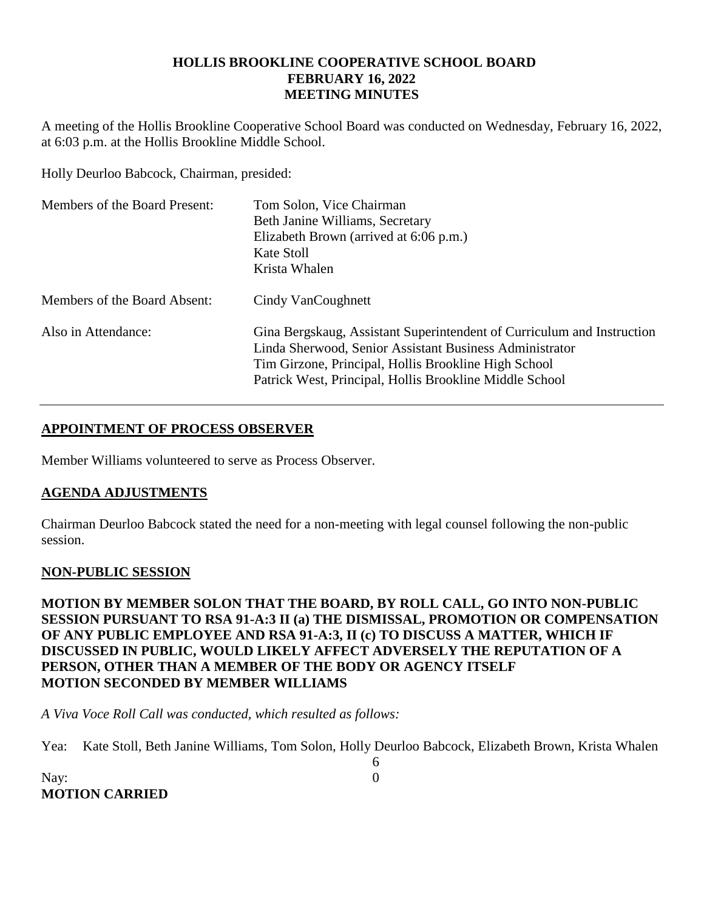# HOLLIS BROOKLINE COOPERATIVE SCHOOL BOARD
# FEBRUARY 16, 2022
# MEETING MINUTES

A meeting of the Hollis Brookline Cooperative School Board was conducted on Wednesday, February 16, 2022, at 6:03 p.m. at the Hollis Brookline Middle School.

Holly Deurloo Babcock, Chairman, presided:

| | |
|---|---|
| Members of the Board Present: | Tom Solon, Vice Chairman<br>Beth Janine Williams, Secretary<br>Elizabeth Brown (arrived at 6:06 p.m.)<br>Kate Stoll<br>Krista Whalen |
| Members of the Board Absent: | Cindy VanCoughnett |
| Also in Attendance: | Gina Bergskaug, Assistant Superintendent of Curriculum and Instruction<br>Linda Sherwood, Senior Assistant Business Administrator<br>Tim Girzone, Principal, Hollis Brookline High School<br>Patrick West, Principal, Hollis Brookline Middle School |

---

## APPOINTMENT OF PROCESS OBSERVER

Member Williams volunteered to serve as Process Observer.

## AGENDA ADJUSTMENTS

Chairman Deurloo Babcock stated the need for a non-meeting with legal counsel following the non-public session.

## NON-PUBLIC SESSION

**MOTION BY MEMBER SOLON THAT THE BOARD, BY ROLL CALL, GO INTO NON-PUBLIC SESSION PURSUANT TO RSA 91-A:3 II (a) THE DISMISSAL, PROMOTION OR COMPENSATION OF ANY PUBLIC EMPLOYEE AND RSA 91-A:3, II (c) TO DISCUSS A MATTER, WHICH IF DISCUSSED IN PUBLIC, WOULD LIKELY AFFECT ADVERSELY THE REPUTATION OF A PERSON, OTHER THAN A MEMBER OF THE BODY OR AGENCY ITSELF**
**MOTION SECONDED BY MEMBER WILLIAMS**

*A Viva Voce Roll Call was conducted, which resulted as follows:*

Yea: Kate Stoll, Beth Janine Williams, Tom Solon, Holly Deurloo Babcock, Elizabeth Brown, Krista Whalen
6

Nay: 0

**MOTION CARRIED**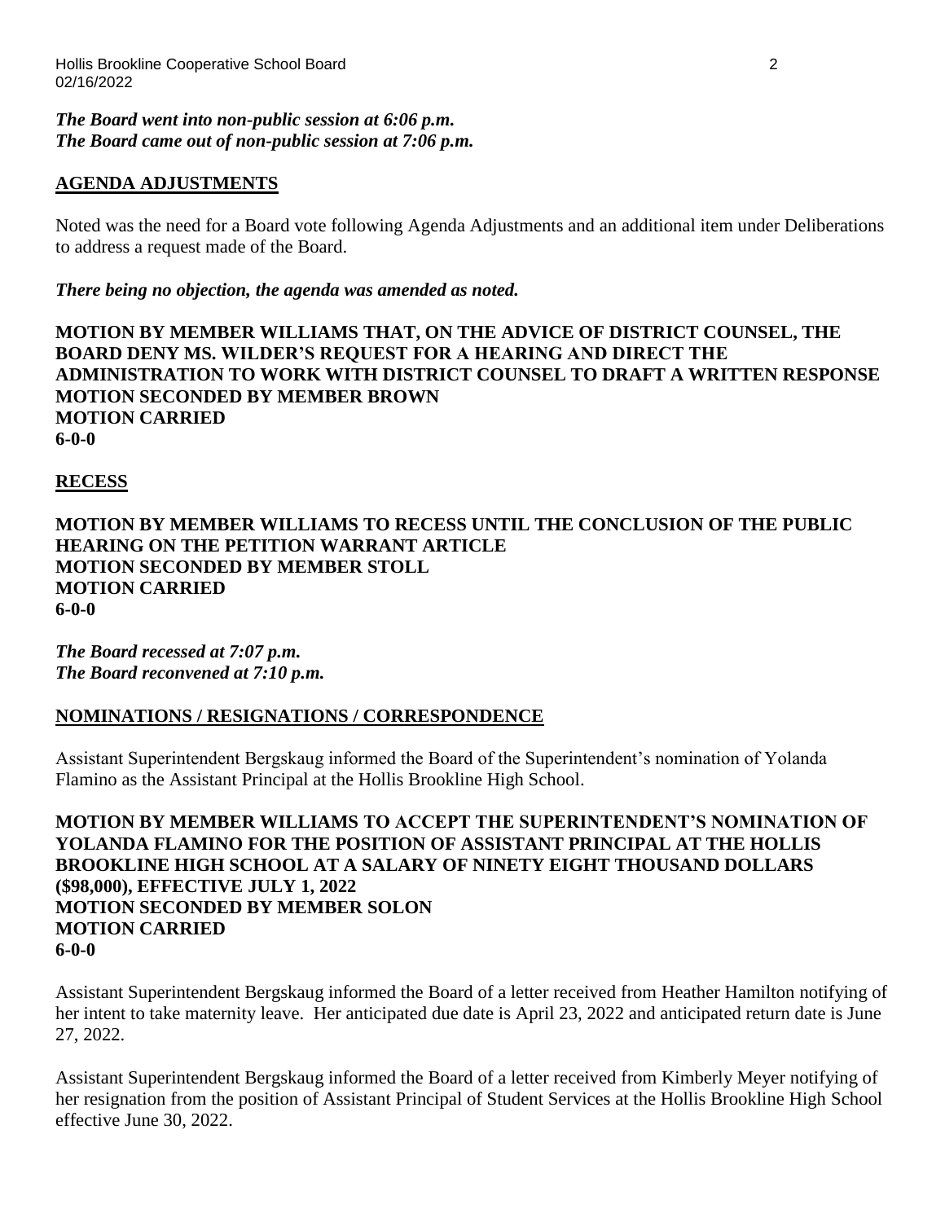***The Board went into non-public session at 6:06 p.m.***
***The Board came out of non-public session at 7:06 p.m.***

## AGENDA ADJUSTMENTS

Noted was the need for a Board vote following Agenda Adjustments and an additional item under Deliberations to address a request made of the Board.

***There being no objection, the agenda was amended as noted.***

**MOTION BY MEMBER WILLIAMS THAT, ON THE ADVICE OF DISTRICT COUNSEL, THE BOARD DENY MS. WILDER'S REQUEST FOR A HEARING AND DIRECT THE ADMINISTRATION TO WORK WITH DISTRICT COUNSEL TO DRAFT A WRITTEN RESPONSE**
**MOTION SECONDED BY MEMBER BROWN**
**MOTION CARRIED**
**6-0-0**

## RECESS

**MOTION BY MEMBER WILLIAMS TO RECESS UNTIL THE CONCLUSION OF THE PUBLIC HEARING ON THE PETITION WARRANT ARTICLE**
**MOTION SECONDED BY MEMBER STOLL**
**MOTION CARRIED**
**6-0-0**

***The Board recessed at 7:07 p.m.***
***The Board reconvened at 7:10 p.m.***

## NOMINATIONS / RESIGNATIONS / CORRESPONDENCE

Assistant Superintendent Bergskaug informed the Board of the Superintendent's nomination of Yolanda Flamino as the Assistant Principal at the Hollis Brookline High School.

**MOTION BY MEMBER WILLIAMS TO ACCEPT THE SUPERINTENDENT'S NOMINATION OF YOLANDA FLAMINO FOR THE POSITION OF ASSISTANT PRINCIPAL AT THE HOLLIS BROOKLINE HIGH SCHOOL AT A SALARY OF NINETY EIGHT THOUSAND DOLLARS ($98,000), EFFECTIVE JULY 1, 2022**
**MOTION SECONDED BY MEMBER SOLON**
**MOTION CARRIED**
**6-0-0**

Assistant Superintendent Bergskaug informed the Board of a letter received from Heather Hamilton notifying of her intent to take maternity leave. Her anticipated due date is April 23, 2022 and anticipated return date is June 27, 2022.

Assistant Superintendent Bergskaug informed the Board of a letter received from Kimberly Meyer notifying of her resignation from the position of Assistant Principal of Student Services at the Hollis Brookline High School effective June 30, 2022.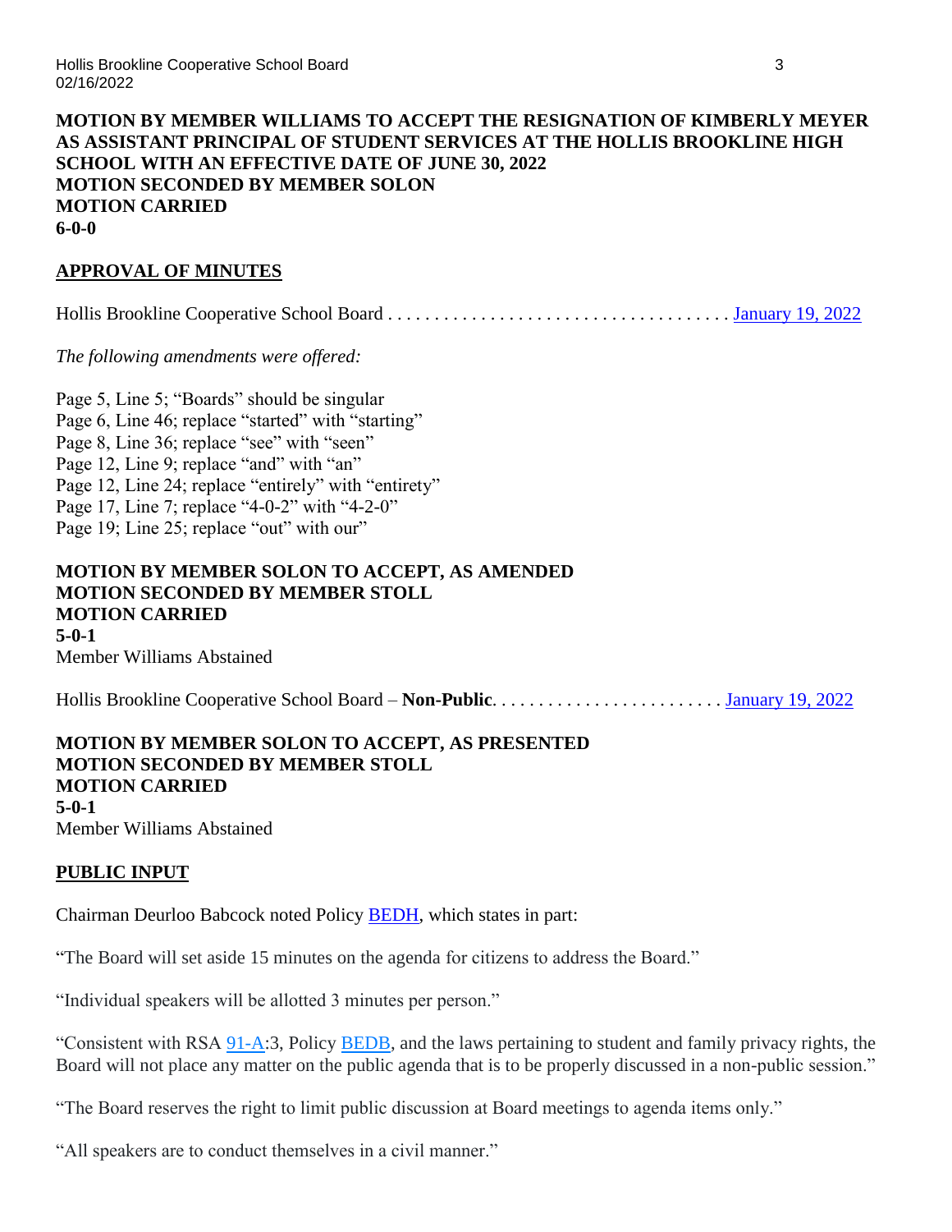**MOTION BY MEMBER WILLIAMS TO ACCEPT THE RESIGNATION OF KIMBERLY MEYER AS ASSISTANT PRINCIPAL OF STUDENT SERVICES AT THE HOLLIS BROOKLINE HIGH SCHOOL WITH AN EFFECTIVE DATE OF JUNE 30, 2022**
**MOTION SECONDED BY MEMBER SOLON**
**MOTION CARRIED**
**6-0-0**

## APPROVAL OF MINUTES

Hollis Brookline Cooperative School Board . . . . . . . . . . . . . . . . . . . . . . . . . . . . . . . . . . . . . January 19, 2022

*The following amendments were offered:*

Page 5, Line 5; "Boards" should be singular
Page 6, Line 46; replace "started" with "starting"
Page 8, Line 36; replace "see" with "seen"
Page 12, Line 9; replace "and" with "an"
Page 12, Line 24; replace "entirely" with "entirety"
Page 17, Line 7; replace "4-0-2" with "4-2-0"
Page 19; Line 25; replace "out" with our"

**MOTION BY MEMBER SOLON TO ACCEPT, AS AMENDED**
**MOTION SECONDED BY MEMBER STOLL**
**MOTION CARRIED**
**5-0-1**
Member Williams Abstained

Hollis Brookline Cooperative School Board – **Non-Public**. . . . . . . . . . . . . . . . . . . . . . . . . January 19, 2022

**MOTION BY MEMBER SOLON TO ACCEPT, AS PRESENTED**
**MOTION SECONDED BY MEMBER STOLL**
**MOTION CARRIED**
**5-0-1**
Member Williams Abstained

## PUBLIC INPUT

Chairman Deurloo Babcock noted Policy BEDH, which states in part:

"The Board will set aside 15 minutes on the agenda for citizens to address the Board."

"Individual speakers will be allotted 3 minutes per person."

"Consistent with RSA 91-A:3, Policy BEDB, and the laws pertaining to student and family privacy rights, the Board will not place any matter on the public agenda that is to be properly discussed in a non-public session."

"The Board reserves the right to limit public discussion at Board meetings to agenda items only."

"All speakers are to conduct themselves in a civil manner."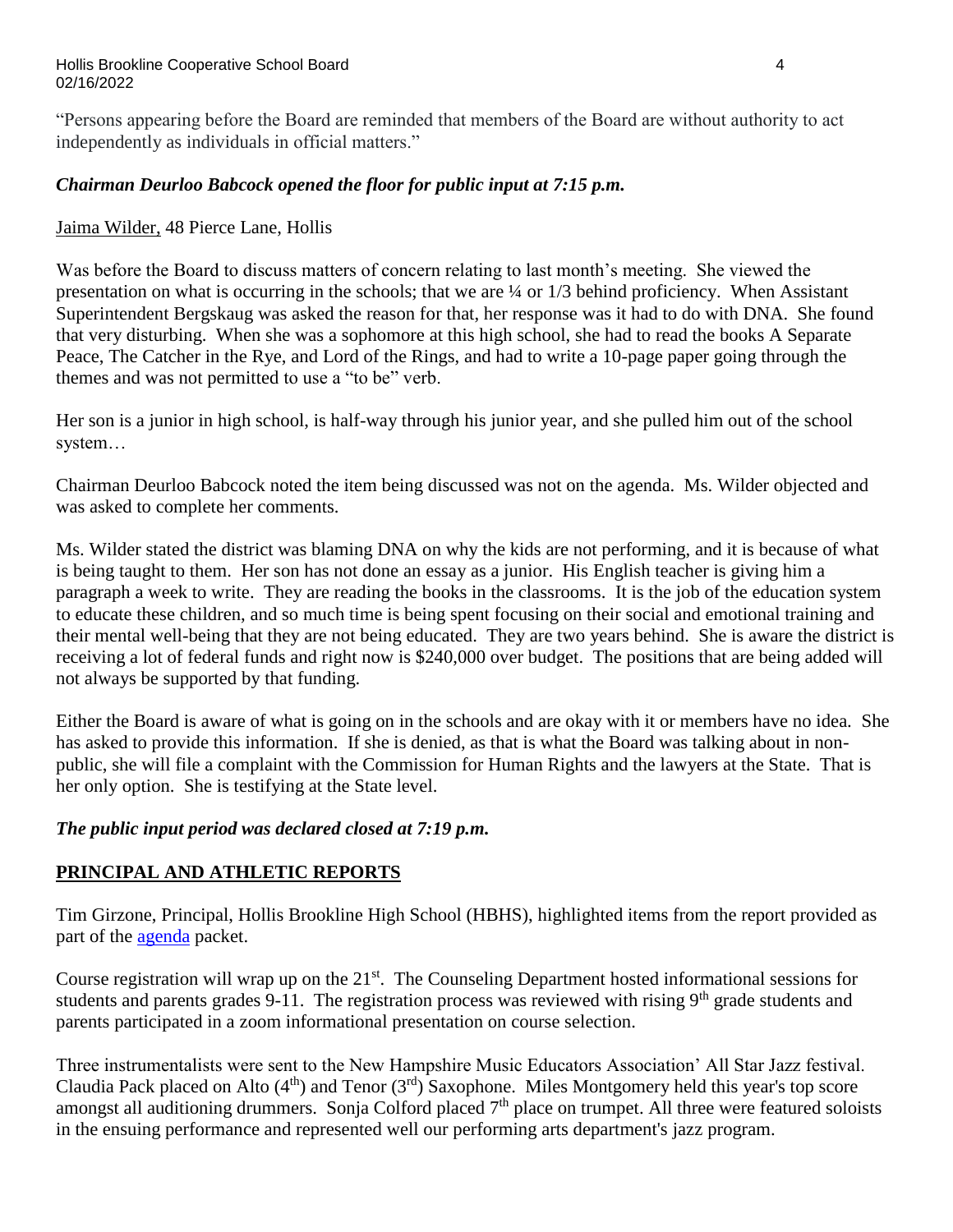"Persons appearing before the Board are reminded that members of the Board are without authority to act independently as individuals in official matters."

***Chairman Deurloo Babcock opened the floor for public input at 7:15 p.m.***

Jaima Wilder, 48 Pierce Lane, Hollis

Was before the Board to discuss matters of concern relating to last month's meeting. She viewed the presentation on what is occurring in the schools; that we are ¼ or 1/3 behind proficiency. When Assistant Superintendent Bergskaug was asked the reason for that, her response was it had to do with DNA. She found that very disturbing. When she was a sophomore at this high school, she had to read the books A Separate Peace, The Catcher in the Rye, and Lord of the Rings, and had to write a 10-page paper going through the themes and was not permitted to use a "to be" verb.

Her son is a junior in high school, is half-way through his junior year, and she pulled him out of the school system…

Chairman Deurloo Babcock noted the item being discussed was not on the agenda. Ms. Wilder objected and was asked to complete her comments.

Ms. Wilder stated the district was blaming DNA on why the kids are not performing, and it is because of what is being taught to them. Her son has not done an essay as a junior. His English teacher is giving him a paragraph a week to write. They are reading the books in the classrooms. It is the job of the education system to educate these children, and so much time is being spent focusing on their social and emotional training and their mental well-being that they are not being educated. They are two years behind. She is aware the district is receiving a lot of federal funds and right now is $240,000 over budget. The positions that are being added will not always be supported by that funding.

Either the Board is aware of what is going on in the schools and are okay with it or members have no idea. She has asked to provide this information. If she is denied, as that is what the Board was talking about in non-public, she will file a complaint with the Commission for Human Rights and the lawyers at the State. That is her only option. She is testifying at the State level.

***The public input period was declared closed at 7:19 p.m.***

## PRINCIPAL AND ATHLETIC REPORTS

Tim Girzone, Principal, Hollis Brookline High School (HBHS), highlighted items from the report provided as part of the agenda packet.

Course registration will wrap up on the 21st. The Counseling Department hosted informational sessions for students and parents grades 9-11. The registration process was reviewed with rising 9th grade students and parents participated in a zoom informational presentation on course selection.

Three instrumentalists were sent to the New Hampshire Music Educators Association' All Star Jazz festival. Claudia Pack placed on Alto (4th) and Tenor (3rd) Saxophone. Miles Montgomery held this year's top score amongst all auditioning drummers. Sonja Colford placed 7th place on trumpet. All three were featured soloists in the ensuing performance and represented well our performing arts department's jazz program.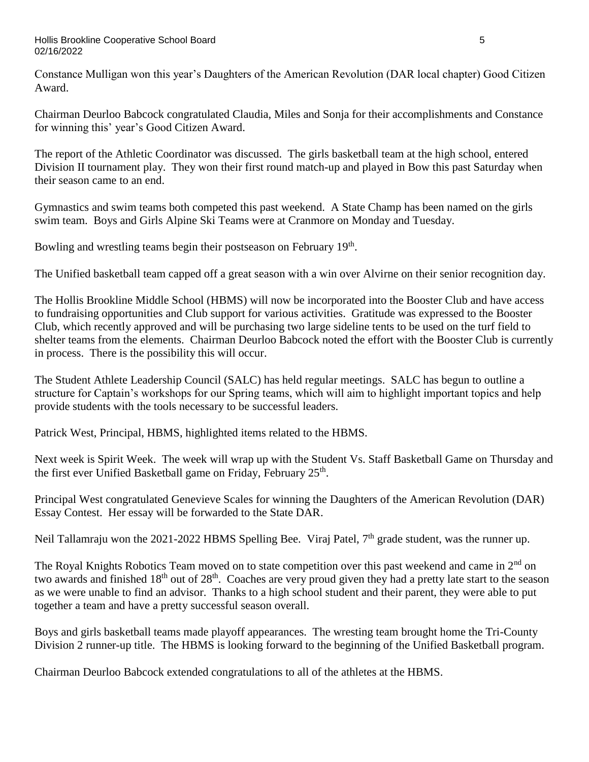Constance Mulligan won this year's Daughters of the American Revolution (DAR local chapter) Good Citizen Award.

Chairman Deurloo Babcock congratulated Claudia, Miles and Sonja for their accomplishments and Constance for winning this' year's Good Citizen Award.

The report of the Athletic Coordinator was discussed. The girls basketball team at the high school, entered Division II tournament play. They won their first round match-up and played in Bow this past Saturday when their season came to an end.

Gymnastics and swim teams both competed this past weekend. A State Champ has been named on the girls swim team. Boys and Girls Alpine Ski Teams were at Cranmore on Monday and Tuesday.

Bowling and wrestling teams begin their postseason on February 19th.

The Unified basketball team capped off a great season with a win over Alvirne on their senior recognition day.

The Hollis Brookline Middle School (HBMS) will now be incorporated into the Booster Club and have access to fundraising opportunities and Club support for various activities. Gratitude was expressed to the Booster Club, which recently approved and will be purchasing two large sideline tents to be used on the turf field to shelter teams from the elements. Chairman Deurloo Babcock noted the effort with the Booster Club is currently in process. There is the possibility this will occur.

The Student Athlete Leadership Council (SALC) has held regular meetings. SALC has begun to outline a structure for Captain's workshops for our Spring teams, which will aim to highlight important topics and help provide students with the tools necessary to be successful leaders.

Patrick West, Principal, HBMS, highlighted items related to the HBMS.

Next week is Spirit Week. The week will wrap up with the Student Vs. Staff Basketball Game on Thursday and the first ever Unified Basketball game on Friday, February 25th.

Principal West congratulated Genevieve Scales for winning the Daughters of the American Revolution (DAR) Essay Contest. Her essay will be forwarded to the State DAR.

Neil Tallamraju won the 2021-2022 HBMS Spelling Bee. Viraj Patel, 7th grade student, was the runner up.

The Royal Knights Robotics Team moved on to state competition over this past weekend and came in 2nd on two awards and finished 18th out of 28th. Coaches are very proud given they had a pretty late start to the season as we were unable to find an advisor. Thanks to a high school student and their parent, they were able to put together a team and have a pretty successful season overall.

Boys and girls basketball teams made playoff appearances. The wresting team brought home the Tri-County Division 2 runner-up title. The HBMS is looking forward to the beginning of the Unified Basketball program.

Chairman Deurloo Babcock extended congratulations to all of the athletes at the HBMS.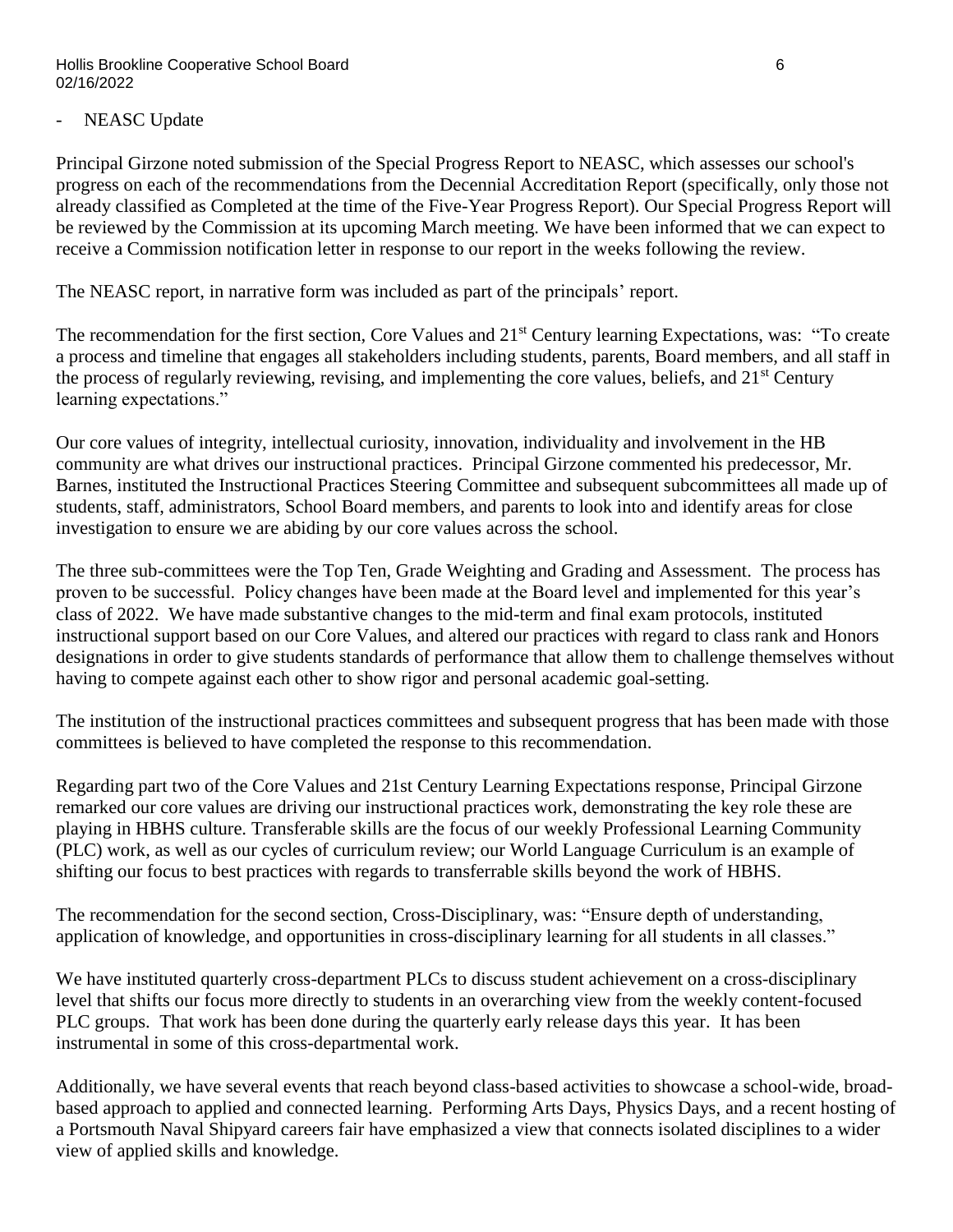- NEASC Update

Principal Girzone noted submission of the Special Progress Report to NEASC, which assesses our school's progress on each of the recommendations from the Decennial Accreditation Report (specifically, only those not already classified as Completed at the time of the Five-Year Progress Report). Our Special Progress Report will be reviewed by the Commission at its upcoming March meeting. We have been informed that we can expect to receive a Commission notification letter in response to our report in the weeks following the review.

The NEASC report, in narrative form was included as part of the principals' report.

The recommendation for the first section, Core Values and 21st Century learning Expectations, was: "To create a process and timeline that engages all stakeholders including students, parents, Board members, and all staff in the process of regularly reviewing, revising, and implementing the core values, beliefs, and 21st Century learning expectations."

Our core values of integrity, intellectual curiosity, innovation, individuality and involvement in the HB community are what drives our instructional practices. Principal Girzone commented his predecessor, Mr. Barnes, instituted the Instructional Practices Steering Committee and subsequent subcommittees all made up of students, staff, administrators, School Board members, and parents to look into and identify areas for close investigation to ensure we are abiding by our core values across the school.

The three sub-committees were the Top Ten, Grade Weighting and Grading and Assessment. The process has proven to be successful. Policy changes have been made at the Board level and implemented for this year's class of 2022. We have made substantive changes to the mid-term and final exam protocols, instituted instructional support based on our Core Values, and altered our practices with regard to class rank and Honors designations in order to give students standards of performance that allow them to challenge themselves without having to compete against each other to show rigor and personal academic goal-setting.

The institution of the instructional practices committees and subsequent progress that has been made with those committees is believed to have completed the response to this recommendation.

Regarding part two of the Core Values and 21st Century Learning Expectations response, Principal Girzone remarked our core values are driving our instructional practices work, demonstrating the key role these are playing in HBHS culture. Transferable skills are the focus of our weekly Professional Learning Community (PLC) work, as well as our cycles of curriculum review; our World Language Curriculum is an example of shifting our focus to best practices with regards to transferrable skills beyond the work of HBHS.

The recommendation for the second section, Cross-Disciplinary, was: "Ensure depth of understanding, application of knowledge, and opportunities in cross-disciplinary learning for all students in all classes."

We have instituted quarterly cross-department PLCs to discuss student achievement on a cross-disciplinary level that shifts our focus more directly to students in an overarching view from the weekly content-focused PLC groups. That work has been done during the quarterly early release days this year. It has been instrumental in some of this cross-departmental work.

Additionally, we have several events that reach beyond class-based activities to showcase a school-wide, broad-based approach to applied and connected learning. Performing Arts Days, Physics Days, and a recent hosting of a Portsmouth Naval Shipyard careers fair have emphasized a view that connects isolated disciplines to a wider view of applied skills and knowledge.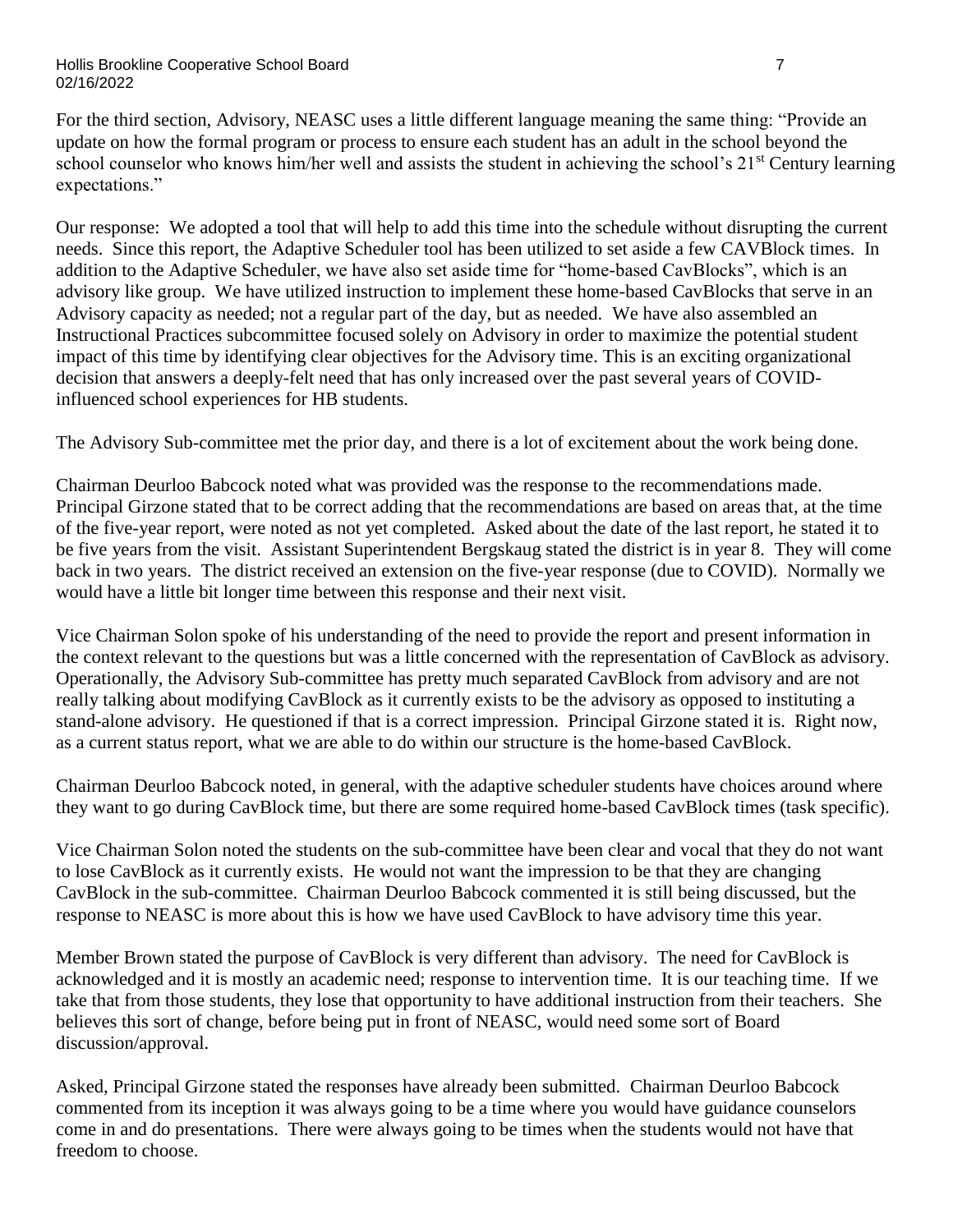For the third section, Advisory, NEASC uses a little different language meaning the same thing: "Provide an update on how the formal program or process to ensure each student has an adult in the school beyond the school counselor who knows him/her well and assists the student in achieving the school's 21st Century learning expectations."

Our response: We adopted a tool that will help to add this time into the schedule without disrupting the current needs. Since this report, the Adaptive Scheduler tool has been utilized to set aside a few CAVBlock times. In addition to the Adaptive Scheduler, we have also set aside time for "home-based CavBlocks", which is an advisory like group. We have utilized instruction to implement these home-based CavBlocks that serve in an Advisory capacity as needed; not a regular part of the day, but as needed. We have also assembled an Instructional Practices subcommittee focused solely on Advisory in order to maximize the potential student impact of this time by identifying clear objectives for the Advisory time. This is an exciting organizational decision that answers a deeply-felt need that has only increased over the past several years of COVID-influenced school experiences for HB students.

The Advisory Sub-committee met the prior day, and there is a lot of excitement about the work being done.

Chairman Deurloo Babcock noted what was provided was the response to the recommendations made. Principal Girzone stated that to be correct adding that the recommendations are based on areas that, at the time of the five-year report, were noted as not yet completed. Asked about the date of the last report, he stated it to be five years from the visit. Assistant Superintendent Bergskaug stated the district is in year 8. They will come back in two years. The district received an extension on the five-year response (due to COVID). Normally we would have a little bit longer time between this response and their next visit.

Vice Chairman Solon spoke of his understanding of the need to provide the report and present information in the context relevant to the questions but was a little concerned with the representation of CavBlock as advisory. Operationally, the Advisory Sub-committee has pretty much separated CavBlock from advisory and are not really talking about modifying CavBlock as it currently exists to be the advisory as opposed to instituting a stand-alone advisory. He questioned if that is a correct impression. Principal Girzone stated it is. Right now, as a current status report, what we are able to do within our structure is the home-based CavBlock.

Chairman Deurloo Babcock noted, in general, with the adaptive scheduler students have choices around where they want to go during CavBlock time, but there are some required home-based CavBlock times (task specific).

Vice Chairman Solon noted the students on the sub-committee have been clear and vocal that they do not want to lose CavBlock as it currently exists. He would not want the impression to be that they are changing CavBlock in the sub-committee. Chairman Deurloo Babcock commented it is still being discussed, but the response to NEASC is more about this is how we have used CavBlock to have advisory time this year.

Member Brown stated the purpose of CavBlock is very different than advisory. The need for CavBlock is acknowledged and it is mostly an academic need; response to intervention time. It is our teaching time. If we take that from those students, they lose that opportunity to have additional instruction from their teachers. She believes this sort of change, before being put in front of NEASC, would need some sort of Board discussion/approval.

Asked, Principal Girzone stated the responses have already been submitted. Chairman Deurloo Babcock commented from its inception it was always going to be a time where you would have guidance counselors come in and do presentations. There were always going to be times when the students would not have that freedom to choose.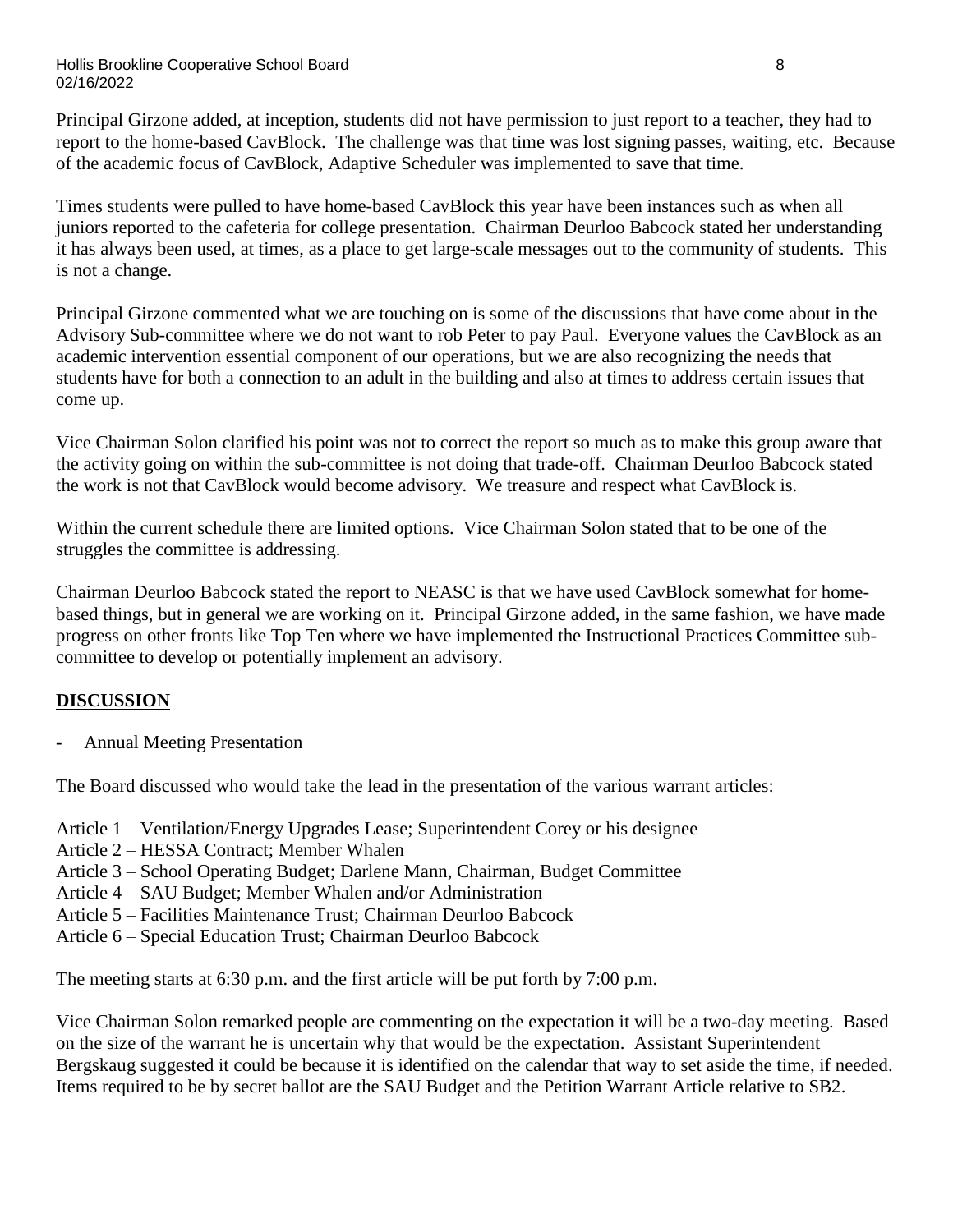Principal Girzone added, at inception, students did not have permission to just report to a teacher, they had to report to the home-based CavBlock. The challenge was that time was lost signing passes, waiting, etc. Because of the academic focus of CavBlock, Adaptive Scheduler was implemented to save that time.

Times students were pulled to have home-based CavBlock this year have been instances such as when all juniors reported to the cafeteria for college presentation. Chairman Deurloo Babcock stated her understanding it has always been used, at times, as a place to get large-scale messages out to the community of students. This is not a change.

Principal Girzone commented what we are touching on is some of the discussions that have come about in the Advisory Sub-committee where we do not want to rob Peter to pay Paul. Everyone values the CavBlock as an academic intervention essential component of our operations, but we are also recognizing the needs that students have for both a connection to an adult in the building and also at times to address certain issues that come up.

Vice Chairman Solon clarified his point was not to correct the report so much as to make this group aware that the activity going on within the sub-committee is not doing that trade-off. Chairman Deurloo Babcock stated the work is not that CavBlock would become advisory. We treasure and respect what CavBlock is.

Within the current schedule there are limited options. Vice Chairman Solon stated that to be one of the struggles the committee is addressing.

Chairman Deurloo Babcock stated the report to NEASC is that we have used CavBlock somewhat for home-based things, but in general we are working on it. Principal Girzone added, in the same fashion, we have made progress on other fronts like Top Ten where we have implemented the Instructional Practices Committee sub-committee to develop or potentially implement an advisory.

## DISCUSSION

- Annual Meeting Presentation

The Board discussed who would take the lead in the presentation of the various warrant articles:

Article 1 – Ventilation/Energy Upgrades Lease; Superintendent Corey or his designee
Article 2 – HESSA Contract; Member Whalen
Article 3 – School Operating Budget; Darlene Mann, Chairman, Budget Committee
Article 4 – SAU Budget; Member Whalen and/or Administration
Article 5 – Facilities Maintenance Trust; Chairman Deurloo Babcock
Article 6 – Special Education Trust; Chairman Deurloo Babcock

The meeting starts at 6:30 p.m. and the first article will be put forth by 7:00 p.m.

Vice Chairman Solon remarked people are commenting on the expectation it will be a two-day meeting. Based on the size of the warrant he is uncertain why that would be the expectation. Assistant Superintendent Bergskaug suggested it could be because it is identified on the calendar that way to set aside the time, if needed. Items required to be by secret ballot are the SAU Budget and the Petition Warrant Article relative to SB2.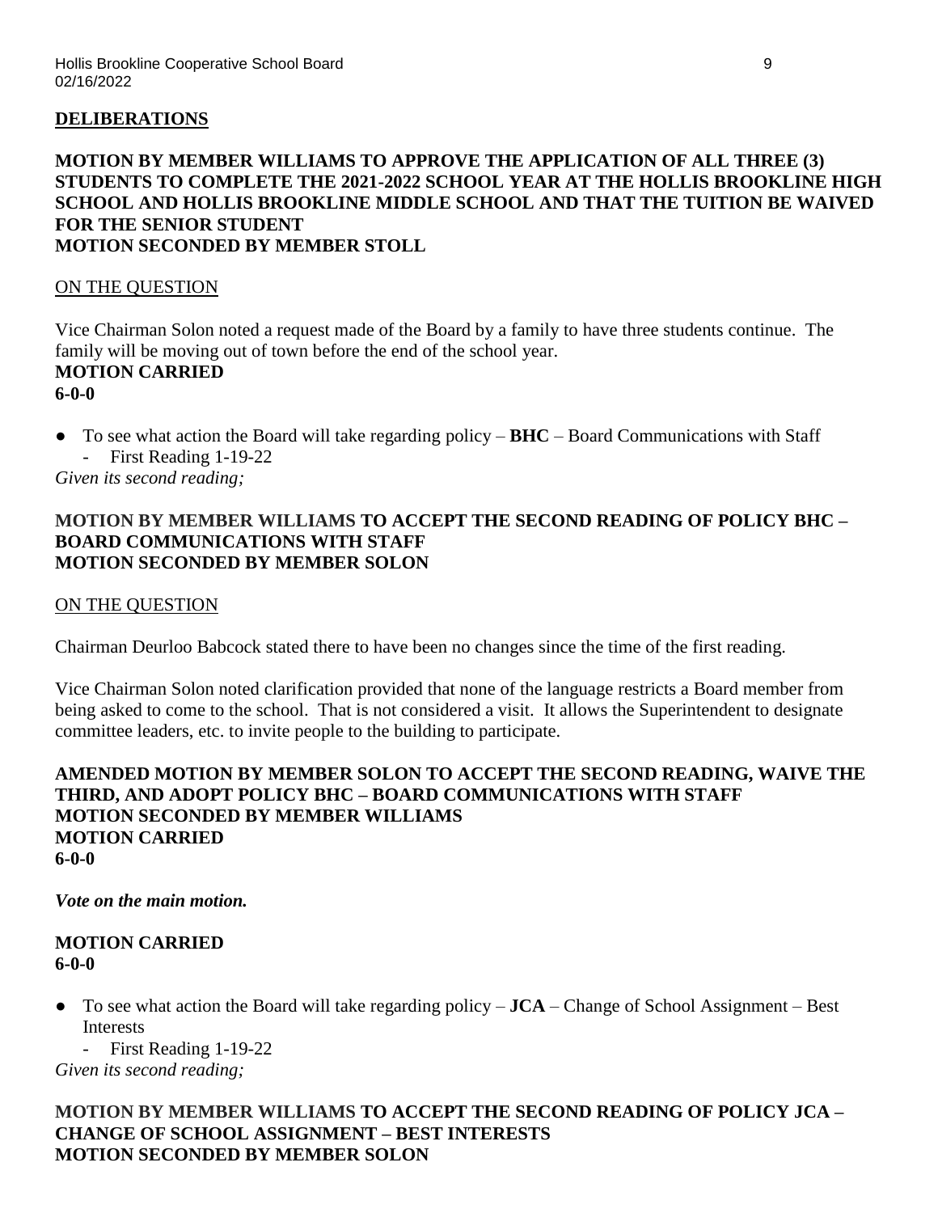**DELIBERATIONS**

**MOTION BY MEMBER WILLIAMS TO APPROVE THE APPLICATION OF ALL THREE (3) STUDENTS TO COMPLETE THE 2021-2022 SCHOOL YEAR AT THE HOLLIS BROOKLINE HIGH SCHOOL AND HOLLIS BROOKLINE MIDDLE SCHOOL AND THAT THE TUITION BE WAIVED FOR THE SENIOR STUDENT**
**MOTION SECONDED BY MEMBER STOLL**

ON THE QUESTION

Vice Chairman Solon noted a request made of the Board by a family to have three students continue. The family will be moving out of town before the end of the school year.
**MOTION CARRIED**
**6-0-0**

- To see what action the Board will take regarding policy – **BHC** – Board Communications with Staff
  - First Reading 1-19-22

*Given its second reading;*

**MOTION BY MEMBER WILLIAMS TO ACCEPT THE SECOND READING OF POLICY BHC – BOARD COMMUNICATIONS WITH STAFF**
**MOTION SECONDED BY MEMBER SOLON**

ON THE QUESTION

Chairman Deurloo Babcock stated there to have been no changes since the time of the first reading.

Vice Chairman Solon noted clarification provided that none of the language restricts a Board member from being asked to come to the school. That is not considered a visit. It allows the Superintendent to designate committee leaders, etc. to invite people to the building to participate.

**AMENDED MOTION BY MEMBER SOLON TO ACCEPT THE SECOND READING, WAIVE THE THIRD, AND ADOPT POLICY BHC – BOARD COMMUNICATIONS WITH STAFF**
**MOTION SECONDED BY MEMBER WILLIAMS**
**MOTION CARRIED**
**6-0-0**

***Vote on the main motion.***

**MOTION CARRIED**
**6-0-0**

- To see what action the Board will take regarding policy – **JCA** – Change of School Assignment – Best Interests
  - First Reading 1-19-22

*Given its second reading;*

**MOTION BY MEMBER WILLIAMS TO ACCEPT THE SECOND READING OF POLICY JCA – CHANGE OF SCHOOL ASSIGNMENT – BEST INTERESTS**
**MOTION SECONDED BY MEMBER SOLON**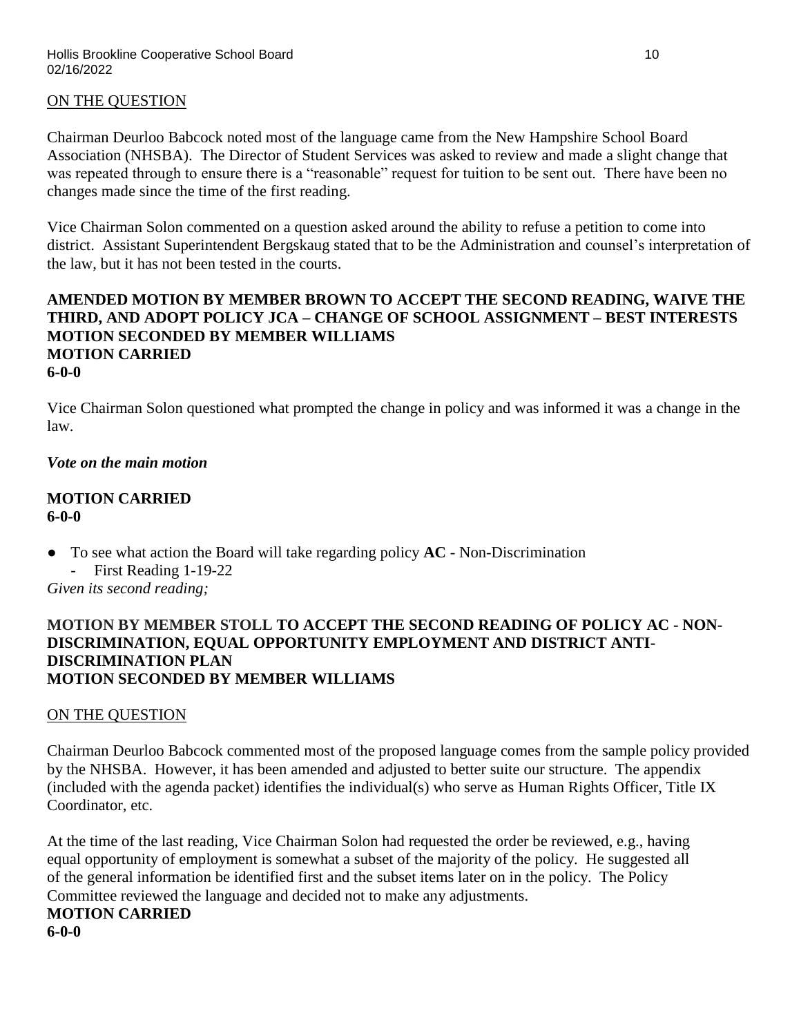ON THE QUESTION

Chairman Deurloo Babcock noted most of the language came from the New Hampshire School Board Association (NHSBA). The Director of Student Services was asked to review and made a slight change that was repeated through to ensure there is a "reasonable" request for tuition to be sent out. There have been no changes made since the time of the first reading.

Vice Chairman Solon commented on a question asked around the ability to refuse a petition to come into district. Assistant Superintendent Bergskaug stated that to be the Administration and counsel's interpretation of the law, but it has not been tested in the courts.

**AMENDED MOTION BY MEMBER BROWN TO ACCEPT THE SECOND READING, WAIVE THE THIRD, AND ADOPT POLICY JCA – CHANGE OF SCHOOL ASSIGNMENT – BEST INTERESTS**
**MOTION SECONDED BY MEMBER WILLIAMS**
**MOTION CARRIED**
**6-0-0**

Vice Chairman Solon questioned what prompted the change in policy and was informed it was a change in the law.

***Vote on the main motion***

**MOTION CARRIED**
**6-0-0**

- To see what action the Board will take regarding policy **AC** - Non-Discrimination
  - First Reading 1-19-22

*Given its second reading;*

**MOTION BY MEMBER STOLL TO ACCEPT THE SECOND READING OF POLICY AC - NON-DISCRIMINATION, EQUAL OPPORTUNITY EMPLOYMENT AND DISTRICT ANTI-DISCRIMINATION PLAN**
**MOTION SECONDED BY MEMBER WILLIAMS**

ON THE QUESTION

Chairman Deurloo Babcock commented most of the proposed language comes from the sample policy provided by the NHSBA. However, it has been amended and adjusted to better suite our structure. The appendix (included with the agenda packet) identifies the individual(s) who serve as Human Rights Officer, Title IX Coordinator, etc.

At the time of the last reading, Vice Chairman Solon had requested the order be reviewed, e.g., having equal opportunity of employment is somewhat a subset of the majority of the policy. He suggested all of the general information be identified first and the subset items later on in the policy. The Policy Committee reviewed the language and decided not to make any adjustments.
**MOTION CARRIED**
**6-0-0**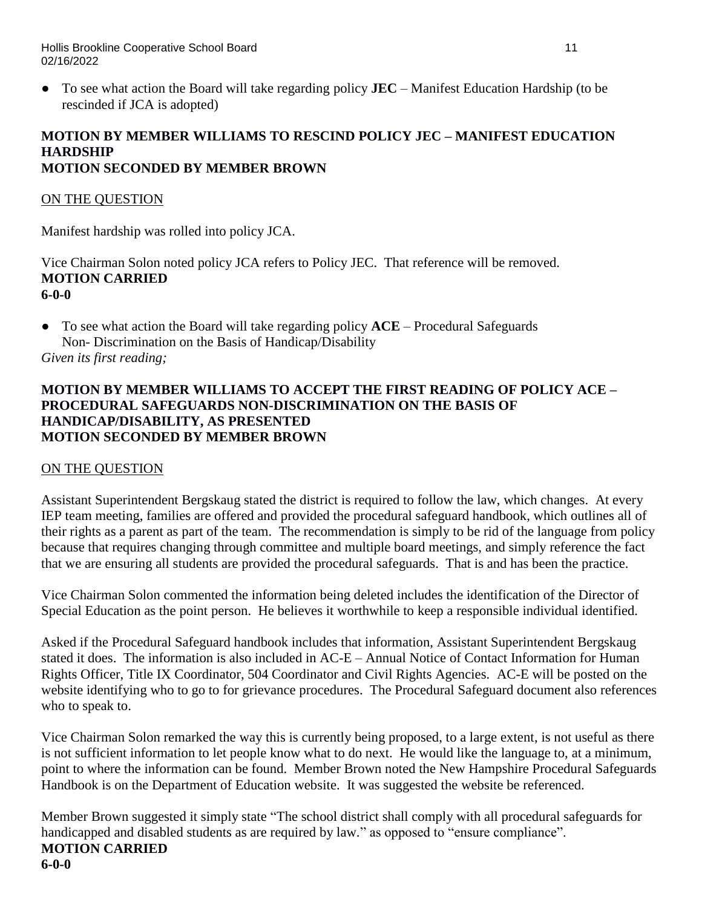- To see what action the Board will take regarding policy **JEC** – Manifest Education Hardship (to be rescinded if JCA is adopted)

**MOTION BY MEMBER WILLIAMS TO RESCIND POLICY JEC – MANIFEST EDUCATION HARDSHIP**
**MOTION SECONDED BY MEMBER BROWN**

ON THE QUESTION

Manifest hardship was rolled into policy JCA.

Vice Chairman Solon noted policy JCA refers to Policy JEC. That reference will be removed.
**MOTION CARRIED**
**6-0-0**

- To see what action the Board will take regarding policy **ACE** – Procedural Safeguards Non- Discrimination on the Basis of Handicap/Disability

*Given its first reading;*

**MOTION BY MEMBER WILLIAMS TO ACCEPT THE FIRST READING OF POLICY ACE – PROCEDURAL SAFEGUARDS NON-DISCRIMINATION ON THE BASIS OF HANDICAP/DISABILITY, AS PRESENTED**
**MOTION SECONDED BY MEMBER BROWN**

ON THE QUESTION

Assistant Superintendent Bergskaug stated the district is required to follow the law, which changes. At every IEP team meeting, families are offered and provided the procedural safeguard handbook, which outlines all of their rights as a parent as part of the team. The recommendation is simply to be rid of the language from policy because that requires changing through committee and multiple board meetings, and simply reference the fact that we are ensuring all students are provided the procedural safeguards. That is and has been the practice.

Vice Chairman Solon commented the information being deleted includes the identification of the Director of Special Education as the point person. He believes it worthwhile to keep a responsible individual identified.

Asked if the Procedural Safeguard handbook includes that information, Assistant Superintendent Bergskaug stated it does. The information is also included in AC-E – Annual Notice of Contact Information for Human Rights Officer, Title IX Coordinator, 504 Coordinator and Civil Rights Agencies. AC-E will be posted on the website identifying who to go to for grievance procedures. The Procedural Safeguard document also references who to speak to.

Vice Chairman Solon remarked the way this is currently being proposed, to a large extent, is not useful as there is not sufficient information to let people know what to do next. He would like the language to, at a minimum, point to where the information can be found. Member Brown noted the New Hampshire Procedural Safeguards Handbook is on the Department of Education website. It was suggested the website be referenced.

Member Brown suggested it simply state "The school district shall comply with all procedural safeguards for handicapped and disabled students as are required by law." as opposed to "ensure compliance".
**MOTION CARRIED**
**6-0-0**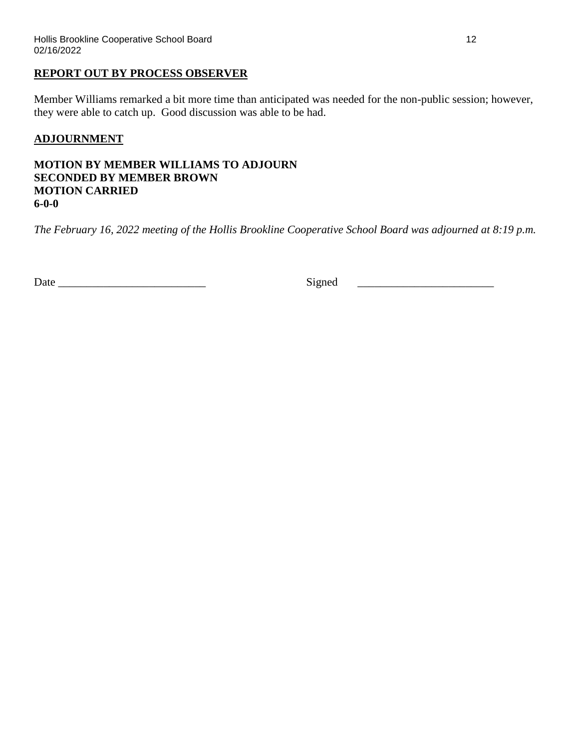## REPORT OUT BY PROCESS OBSERVER

Member Williams remarked a bit more time than anticipated was needed for the non-public session; however, they were able to catch up. Good discussion was able to be had.

## ADJOURNMENT

**MOTION BY MEMBER WILLIAMS TO ADJOURN**
**SECONDED BY MEMBER BROWN**
**MOTION CARRIED**
**6-0-0**

*The February 16, 2022 meeting of the Hollis Brookline Cooperative School Board was adjourned at 8:19 p.m.*

Date ___________________________ Signed _________________________